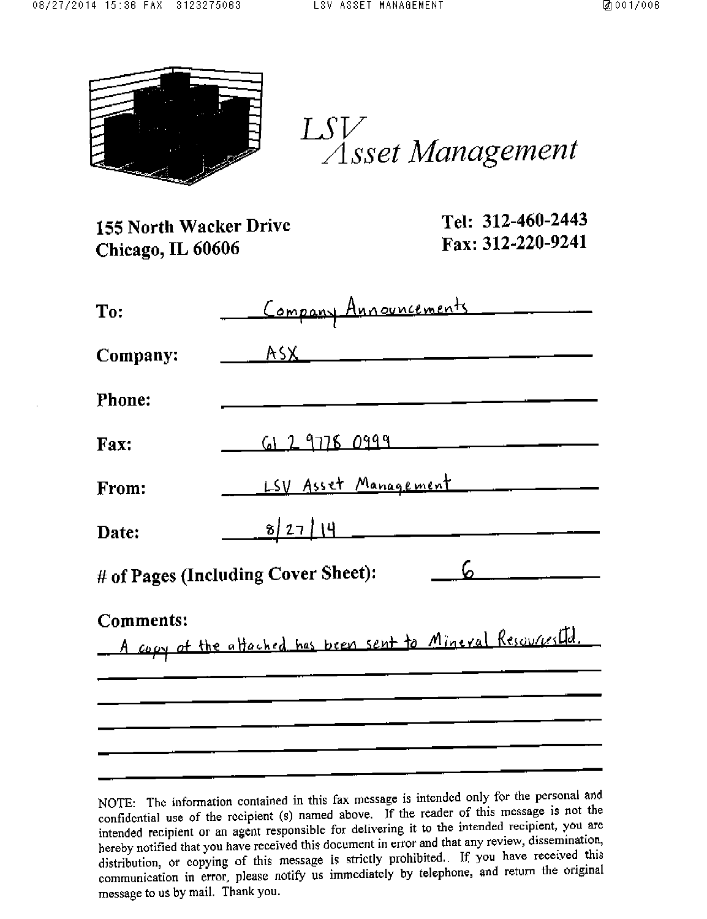# LSV Asset Management

**155 North Wacker Drive**
**Chicago, IL 60606**

**Tel: 312-460-2443**
**Fax: 312-220-9241**

**To:** Company Announcements

**Company:** ASX

**Phone:**

**Fax:** 61 2 9778 0999

**From:** LSV Asset Management

**Date:** 8/27/14

**# of Pages (Including Cover Sheet):** 6

**Comments:**
A copy of the attached has been sent to Mineral Resources Ltd.

NOTE: The information contained in this fax message is intended only for the personal and confidential use of the recipient (s) named above. If the reader of this message is not the intended recipient or an agent responsible for delivering it to the intended recipient, you are hereby notified that you have received this document in error and that any review, dissemination, distribution, or copying of this message is strictly prohibited.. If you have received this communication in error, please notify us immediately by telephone, and return the original message to us by mail. Thank you.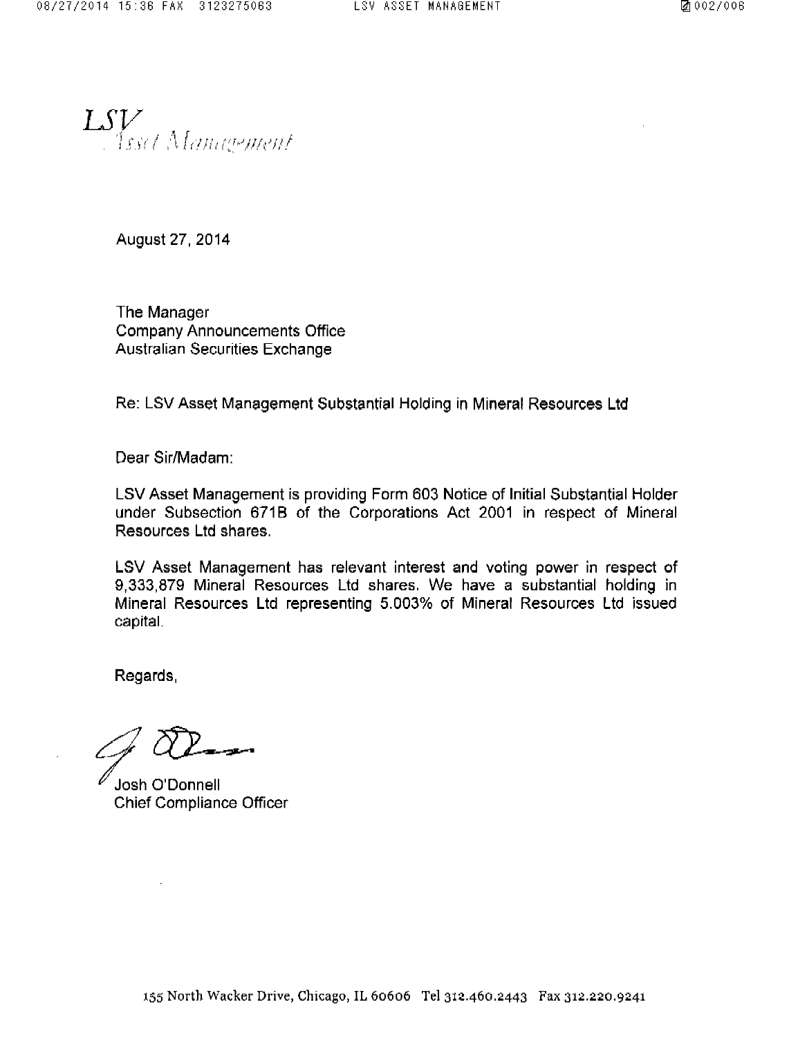*LSV Asset Management*

August 27, 2014

The Manager
Company Announcements Office
Australian Securities Exchange

Re: LSV Asset Management Substantial Holding in Mineral Resources Ltd

Dear Sir/Madam:

LSV Asset Management is providing Form 603 Notice of Initial Substantial Holder under Subsection 671B of the Corporations Act 2001 in respect of Mineral Resources Ltd shares.

LSV Asset Management has relevant interest and voting power in respect of 9,333,879 Mineral Resources Ltd shares. We have a substantial holding in Mineral Resources Ltd representing 5.003% of Mineral Resources Ltd issued capital.

Regards,

Josh O'Donnell
Chief Compliance Officer

155 North Wacker Drive, Chicago, IL 60606 Tel 312.460.2443 Fax 312.220.9241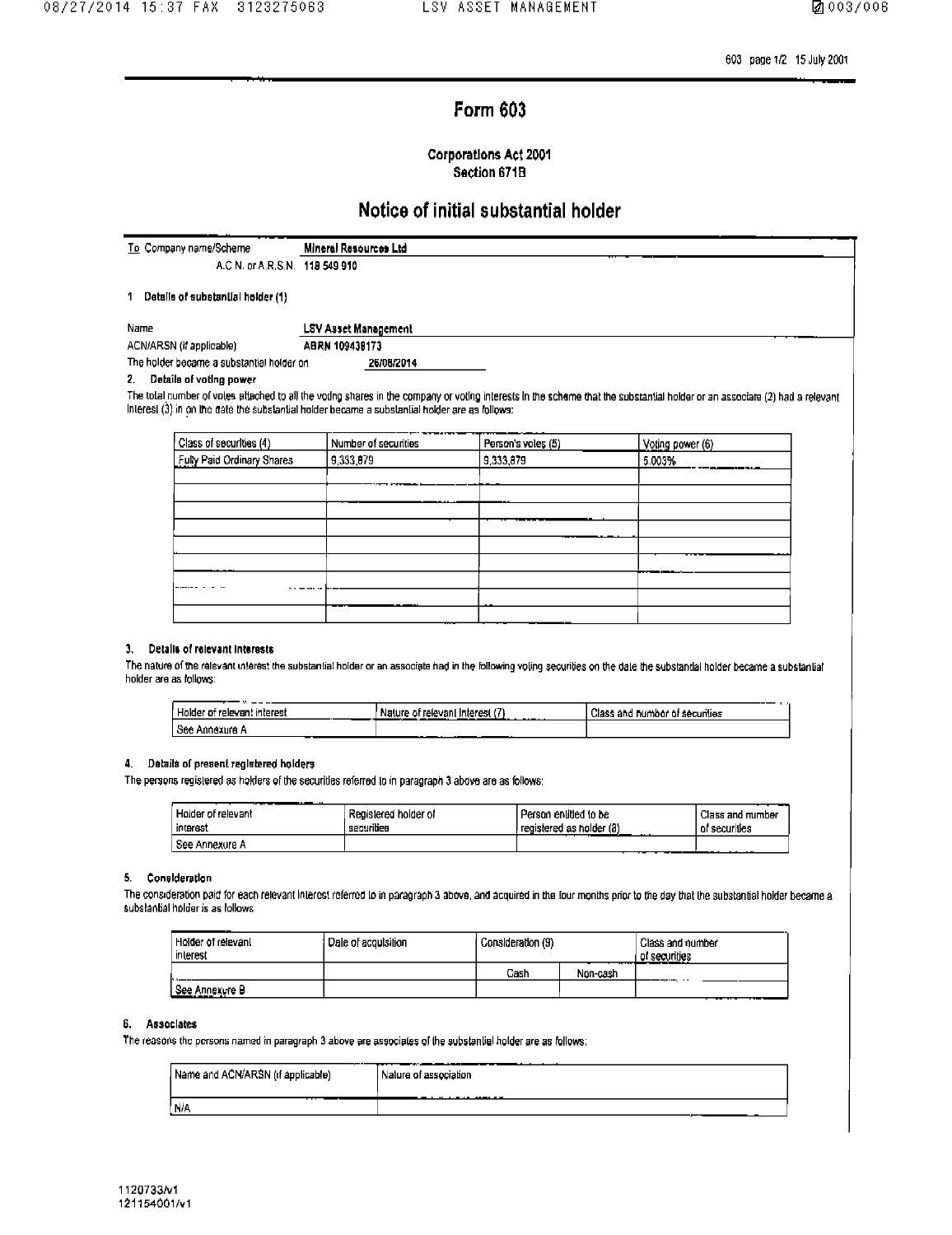603 page 1/2 15 July 2001

# Form 603

**Corporations Act 2001**
**Section 671B**

## Notice of initial substantial holder

| To Company name/Scheme | **Mineral Resources Ltd** |
|---|---|
| A.C.N. or A.R.S.N. | **118 549 910** |

**1 Details of substantial holder (1)**

| Name | **LSV Asset Management** |
|---|---|
| ACN/ARSN (if applicable) | **ABRN 109438173** |
| The holder became a substantial holder on | **26/08/2014** |

**2. Details of voting power**

The total number of votes attached to all the voting shares in the company or voting interests in the scheme that the substantial holder or an associate (2) had a relevant interest (3) in on the date the substantial holder became a substantial holder are as follows:

| Class of securities (4) | Number of securities | Person's votes (5) | Voting power (6) |
|---|---|---|---|
| Fully Paid Ordinary Shares | 9,333,879 | 9,333,879 | 5.003% |
| | | | |
| | | | |
| | | | |
| | | | |
| | | | |
| | | | |
| | | | |
| | | | |

**3. Details of relevant interests**

The nature of the relevant interest the substantial holder or an associate had in the following voting securities on the date the substantial holder became a substantial holder are as follows:

| Holder of relevant interest | Nature of relevant interest (7) | Class and number of securities |
|---|---|---|
| See Annexure A | | |

**4. Details of present registered holders**

The persons registered as holders of the securities referred to in paragraph 3 above are as follows:

| Holder of relevant interest | Registered holder of securities | Person entitled to be registered as holder (8) | Class and number of securities |
|---|---|---|---|
| See Annexure A | | | |

**5. Consideration**

The consideration paid for each relevant interest referred to in paragraph 3 above, and acquired in the four months prior to the day that the substantial holder became a substantial holder is as follows

| Holder of relevant interest | Date of acquisition | Consideration (9) | | Class and number of securities |
|---|---|---|---|---|
| | | Cash | Non-cash | |
| See Annexure B | | | | |

**6. Associates**

The reasons the persons named in paragraph 3 above are associates of the substantial holder are as follows:

| Name and ACN/ARSN (if applicable) | Nature of association |
|---|---|
| N/A | |

1120733/v1
121154001/v1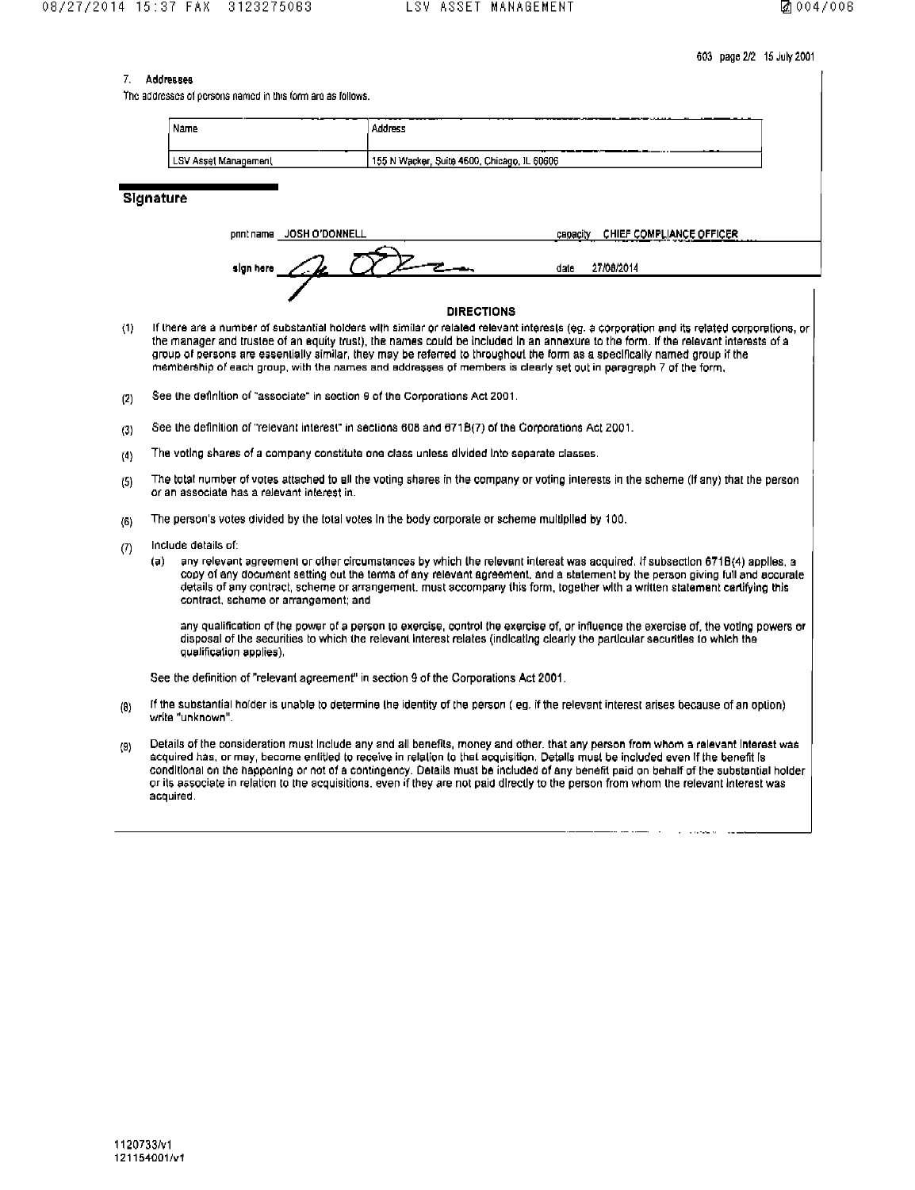603 page 2/2 15 July 2001

7. **Addresses**

The addresses of persons named in this form are as follows.

| Name | Address |
|---|---|
| LSV Asset Management | 155 N Wacker, Suite 4600, Chicago, IL 60606 |

## Signature

print name JOSH O'DONNELL capacity CHIEF COMPLIANCE OFFICER

sign here date 27/08/2014

### DIRECTIONS

(1) If there are a number of substantial holders with similar or related relevant interests (eg. a corporation and its related corporations, or the manager and trustee of an equity trust), the names could be included in an annexure to the form. If the relevant interests of a group of persons are essentially similar, they may be referred to throughout the form as a specifically named group if the membership of each group, with the names and addresses of members is clearly set out in paragraph 7 of the form.

(2) See the definition of "associate" in section 9 of the Corporations Act 2001.

(3) See the definition of "relevant interest" in sections 608 and 671B(7) of the Corporations Act 2001.

(4) The voting shares of a company constitute one class unless divided into separate classes.

(5) The total number of votes attached to all the voting shares in the company or voting interests in the scheme (if any) that the person or an associate has a relevant interest in.

(6) The person's votes divided by the total votes in the body corporate or scheme multiplied by 100.

(7) Include details of:

(a) any relevant agreement or other circumstances by which the relevant interest was acquired. If subsection 671B(4) applies, a copy of any document setting out the terms of any relevant agreement, and a statement by the person giving full and accurate details of any contract, scheme or arrangement, must accompany this form, together with a written statement certifying this contract, scheme or arrangement; and

any qualification of the power of a person to exercise, control the exercise of, or influence the exercise of, the voting powers or disposal of the securities to which the relevant interest relates (indicating clearly the particular securities to which the qualification applies).

See the definition of "relevant agreement" in section 9 of the Corporations Act 2001.

(8) If the substantial holder is unable to determine the identity of the person ( eg. if the relevant interest arises because of an option) write "unknown".

(9) Details of the consideration must include any and all benefits, money and other, that any person from whom a relevant interest was acquired has, or may, become entitled to receive in relation to that acquisition. Details must be included even if the benefit is conditional on the happening or not of a contingency. Details must be included of any benefit paid on behalf of the substantial holder or its associate in relation to the acquisitions, even if they are not paid directly to the person from whom the relevant interest was acquired.

1120733/v1
121154001/v1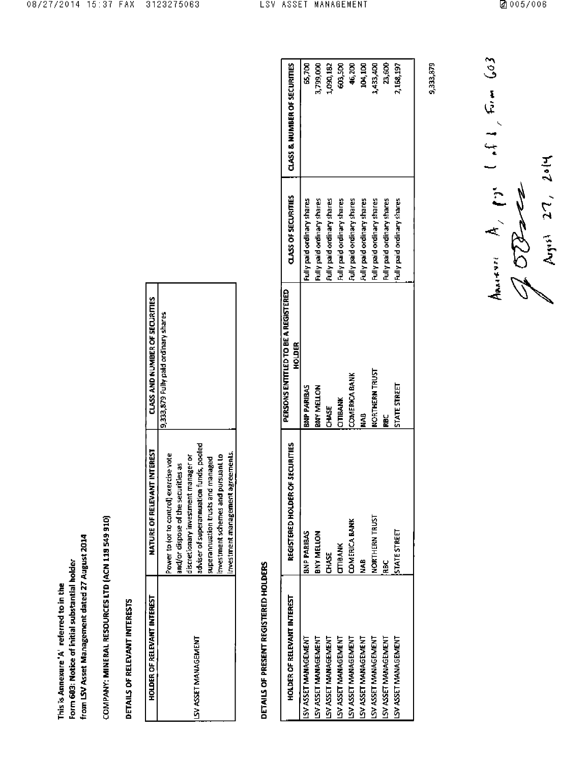This is Annexure 'A' referred to in the
Form 603: Notice of initial substantial holder
from LSV Asset Management dated 27 August 2014

COMPANY: MINERAL RESOURCES LTD (ACN 118 549 910)

DETAILS OF RELEVANT INTERESTS

| HOLDER OF RELEVANT INTEREST | NATURE OF RELEVANT INTEREST | CLASS AND NUMBER OF SECURITIES |
|---|---|---|
| LSV ASSET MANAGEMENT | Power to (or to control) exercise vote and/or dispose of the securities as discretionary investment manager or adviser of superannuation funds, pooled superannuation trusts and managed investment schemes and pursuant to investment management agreements. | 9,333,879 Fully paid ordinary shares |

DETAILS OF PRESENT REGISTERED HOLDERS

| HOLDER OF RELEVANT INTEREST | REGISTERED HOLDER OF SECURITIES | PERSONS ENTITLED TO BE A REGISTERED HOLDER | CLASS OF SECURITIES | CLASS & NUMBER OF SECURITIES |
|---|---|---|---|---|
| LSV ASSET MANAGEMENT | BNP PARIBAS | BNP PARIBAS | Fully paid ordinary shares | 65,700 |
| LSV ASSET MANAGEMENT | BNY MELLON | BNY MELLON | Fully paid ordinary shares | 3,799,000 |
| LSV ASSET MANAGEMENT | CHASE | CHASE | Fully paid ordinary shares | 1,090,182 |
| LSV ASSET MANAGEMENT | CITIBANK | CITIBANK | Fully paid ordinary shares | 603,500 |
| LSV ASSET MANAGEMENT | COMERICA BANK | COMERICA BANK | Fully paid ordinary shares | 46,200 |
| LSV ASSET MANAGEMENT | NAB | NAB | Fully paid ordinary shares | 104,100 |
| LSV ASSET MANAGEMENT | NORTHERN TRUST | NORTHERN TRUST | Fully paid ordinary shares | 1,433,400 |
| LSV ASSET MANAGEMENT | RBC | RBC | Fully paid ordinary shares | 23,600 |
| LSV ASSET MANAGEMENT | STATE STREET | STATE STREET | Fully paid ordinary shares | 2,168,197 |
| | | | | 9,333,879 |

Annexure A, Pg 1 of 1, Form 603

August 27, 2014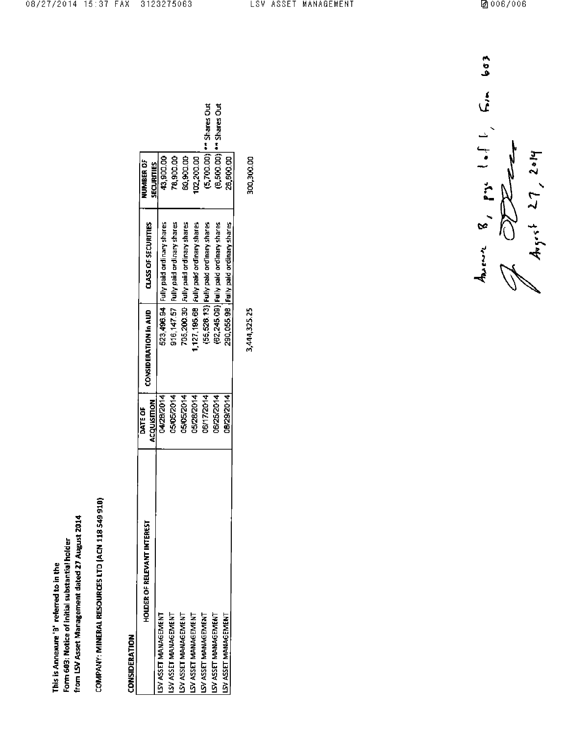This is Annexure 'B' referred to in the
Form 603: Notice of initial substantial holder
from LSV Asset Management dated 27 August 2014

COMPANY: MINERAL RESOURCES LTD (ACN 118 549 910)

**CONSIDERATION**

| HOLDER OF RELEVANT INTEREST | DATE OF ACQUISITION | CONSIDERATION in AUD | CLASS OF SECURITIES | NUMBER OF SECURITIES | |
|---|---|---|---|---|---|
| LSV ASSET MANAGEMENT | 04/28/2014 | 523,496.94 | Fully paid ordinary shares | 43,900.00 | |
| LSV ASSET MANAGEMENT | 05/05/2014 | 916,147.57 | Fully paid ordinary shares | 78,900.00 | |
| LSV ASSET MANAGEMENT | 05/05/2014 | 705,200.30 | Fully paid ordinary shares | 60,900.00 | |
| LSV ASSET MANAGEMENT | 05/28/2014 | 1,127,195.68 | Fully paid ordinary shares | 102,200.00 | |
| LSV ASSET MANAGEMENT | 06/17/2014 | (55,526.13) | Fully paid ordinary shares | (5,700.00) | ** Shares Out |
| LSV ASSET MANAGEMENT | 06/25/2014 | (62,245.09) | Fully paid ordinary shares | (6,500.00) | ** Shares Out |
| LSV ASSET MANAGEMENT | 08/29/2014 | 290,055.98 | Fully paid ordinary shares | 26,600.00 | |
| | | 3,444,325.25 | | 300,300.00 | |

Annexure B, page 1 of 1, Form 603

August 27, 2014